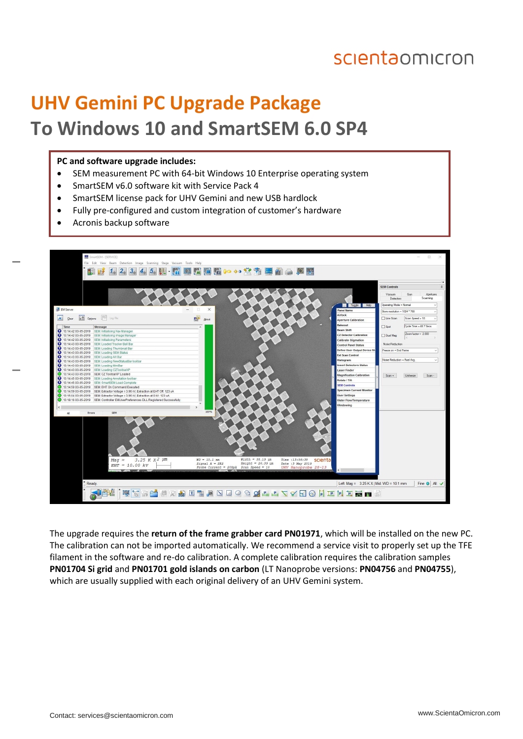scientaomicron

# UHV Gemini PC Upgrade Package

## To Windows 10 and SmartSEM 6.0 SP4

**PC and software upgrade includes:**

- SEM measurement PC with 64-bit Windows 10 Enterprise operating system
- SmartSEM v6.0 software kit with Service Pack 4
- SmartSEM license pack for UHV Gemini and new USB hardlock
- Fully pre-configured and custom integration of customer's hardware
- Acronis backup software

The upgrade requires the **return of the frame grabber card PN01971**, which will be installed on the new PC. The calibration can not be imported automatically. We recommend a service visit to properly set up the TFE filament in the software and re-do calibration. A complete calibration requires the calibration samples **PN01704 Si grid** and **PN01701 gold islands on carbon** (LT Nanoprobe versions: **PN04756** and **PN04755**), which are usually supplied with each original delivery of an UHV Gemini system.

Contact: services@scientaomicron.com

www.ScientaOmicron.com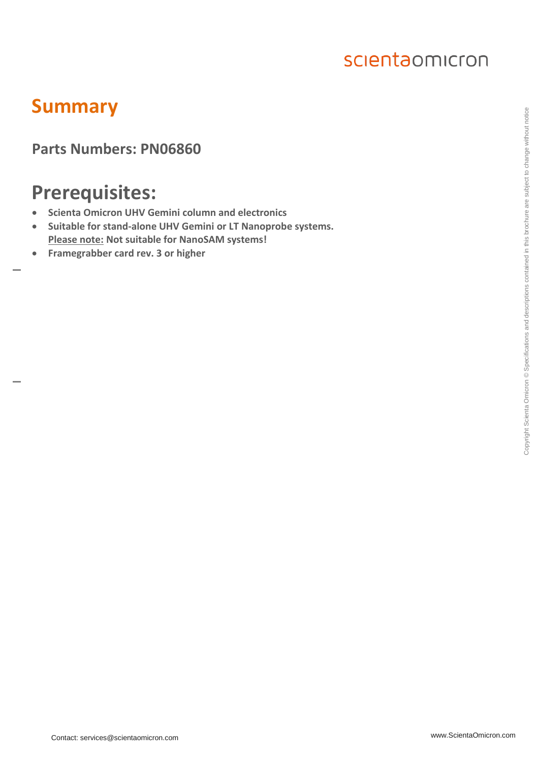# Summary

**Parts Numbers: PN06860**

## Prerequisites:

- **Scienta Omicron UHV Gemini column and electronics**
- **Suitable for stand-alone UHV Gemini or LT Nanoprobe systems.**
  **Please note: Not suitable for NanoSAM systems!**
- **Framegrabber card rev. 3 or higher**